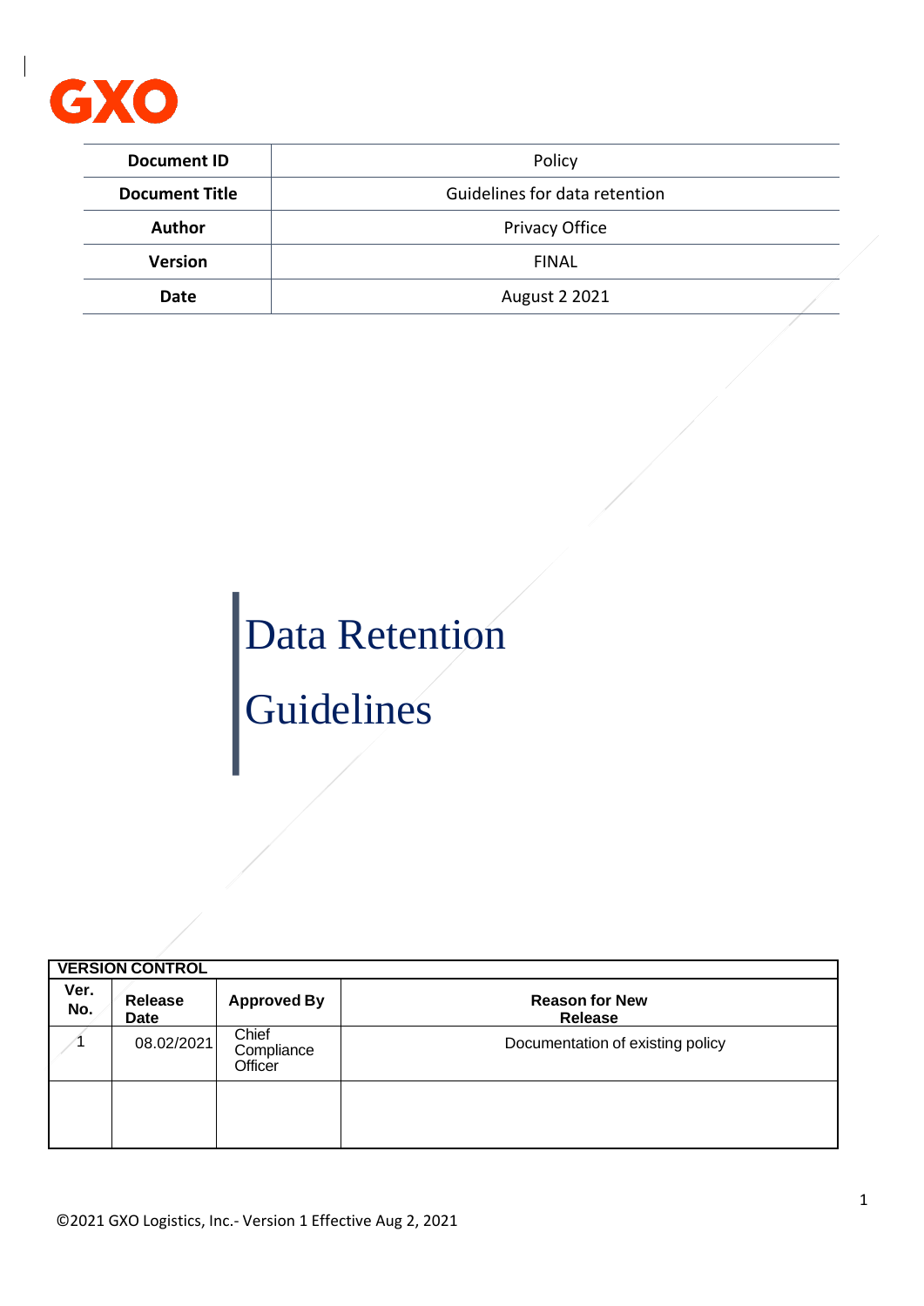GXO

| Document ID | Policy |
|---|---|
| Document Title | Guidelines for data retention |
| Author | Privacy Office |
| Version | FINAL |
| Date | August 2 2021 |

# Data Retention Guidelines

| VERSION CONTROL | | | |
|---|---|---|---|
| **Ver. No.** | **Release Date** | **Approved By** | **Reason for New Release** |
| 1 | 08.02/2021 | Chief Compliance Officer | Documentation of existing policy |
| | | | |

©2021 GXO Logistics, Inc.- Version 1 Effective Aug 2, 2021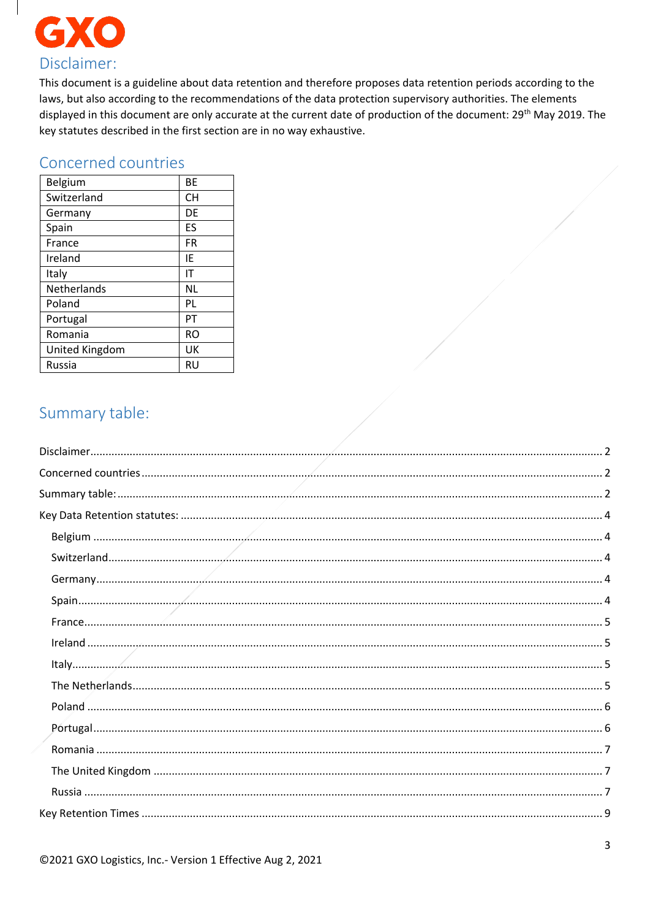## Disclaimer:

This document is a guideline about data retention and therefore proposes data retention periods according to the laws, but also according to the recommendations of the data protection supervisory authorities. The elements displayed in this document are only accurate at the current date of production of the document: 29th May 2019. The key statutes described in the first section are in no way exhaustive.

## Concerned countries

| | |
|---|---|
| Belgium | BE |
| Switzerland | CH |
| Germany | DE |
| Spain | ES |
| France | FR |
| Ireland | IE |
| Italy | IT |
| Netherlands | NL |
| Poland | PL |
| Portugal | PT |
| Romania | RO |
| United Kingdom | UK |
| Russia | RU |

## Summary table:

Disclaimer ........ 2

Concerned countries ........ 2

Summary table: ........ 2

Key Data Retention statutes: ........ 4

- Belgium ........ 4
- Switzerland ........ 4
- Germany ........ 4
- Spain ........ 4
- France ........ 5
- Ireland ........ 5
- Italy ........ 5
- The Netherlands ........ 5
- Poland ........ 6
- Portugal ........ 6
- Romania ........ 7
- The United Kingdom ........ 7
- Russia ........ 7

Key Retention Times ........ 9

©2021 GXO Logistics, Inc.- Version 1 Effective Aug 2, 2021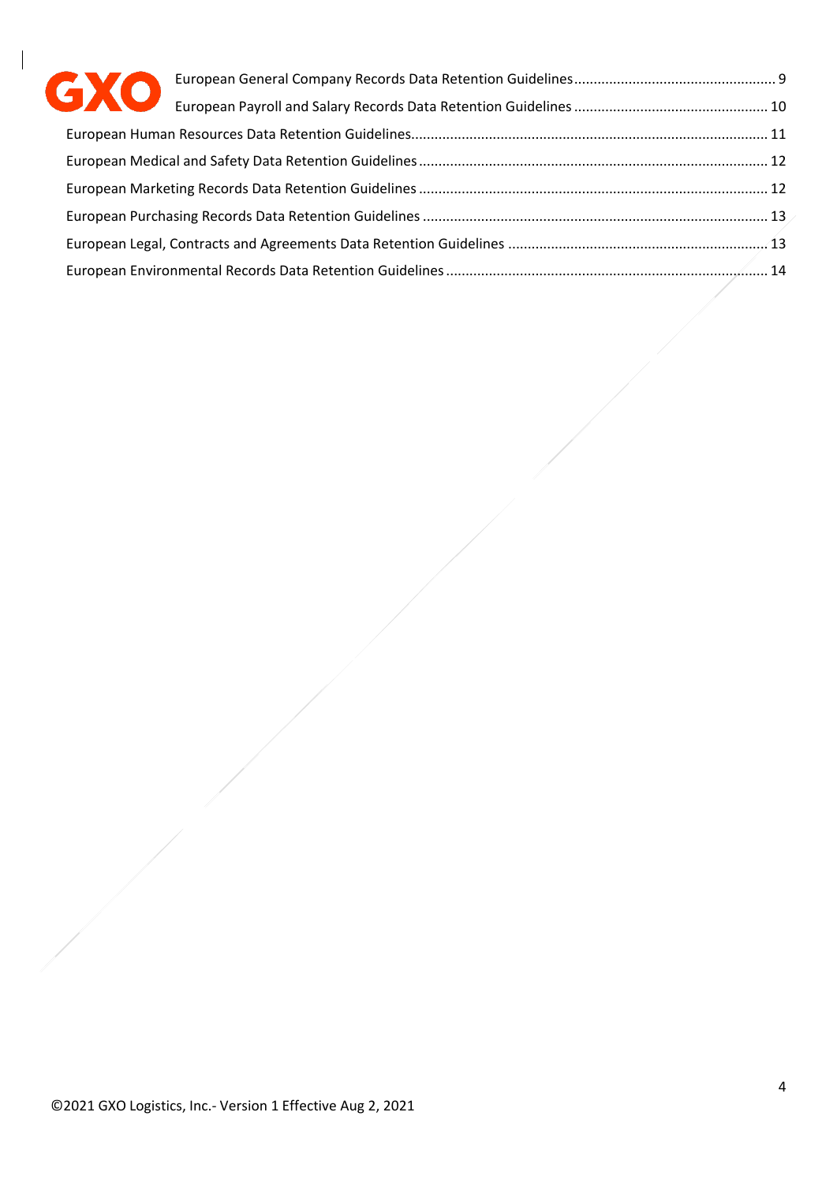European General Company Records Data Retention Guidelines .... 9
European Payroll and Salary Records Data Retention Guidelines .... 10
European Human Resources Data Retention Guidelines .... 11
European Medical and Safety Data Retention Guidelines .... 12
European Marketing Records Data Retention Guidelines .... 12
European Purchasing Records Data Retention Guidelines .... 13
European Legal, Contracts and Agreements Data Retention Guidelines .... 13
European Environmental Records Data Retention Guidelines .... 14

©2021 GXO Logistics, Inc.- Version 1 Effective Aug 2, 2021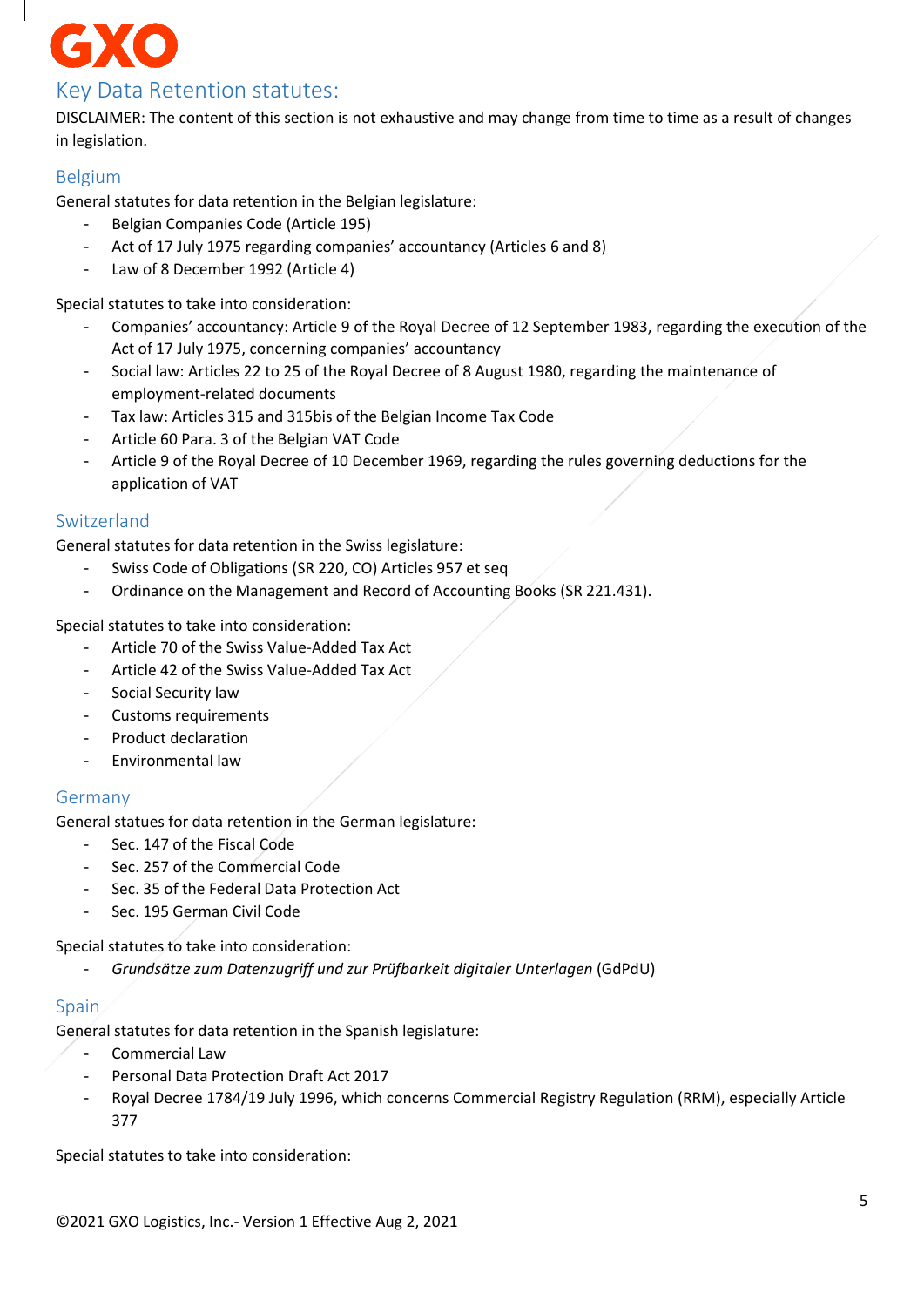## Key Data Retention statutes:

DISCLAIMER: The content of this section is not exhaustive and may change from time to time as a result of changes in legislation.

### Belgium

General statutes for data retention in the Belgian legislature:

- Belgian Companies Code (Article 195)
- Act of 17 July 1975 regarding companies' accountancy (Articles 6 and 8)
- Law of 8 December 1992 (Article 4)

Special statutes to take into consideration:

- Companies' accountancy: Article 9 of the Royal Decree of 12 September 1983, regarding the execution of the Act of 17 July 1975, concerning companies' accountancy
- Social law: Articles 22 to 25 of the Royal Decree of 8 August 1980, regarding the maintenance of employment-related documents
- Tax law: Articles 315 and 315bis of the Belgian Income Tax Code
- Article 60 Para. 3 of the Belgian VAT Code
- Article 9 of the Royal Decree of 10 December 1969, regarding the rules governing deductions for the application of VAT

### Switzerland

General statutes for data retention in the Swiss legislature:

- Swiss Code of Obligations (SR 220, CO) Articles 957 et seq
- Ordinance on the Management and Record of Accounting Books (SR 221.431).

Special statutes to take into consideration:

- Article 70 of the Swiss Value-Added Tax Act
- Article 42 of the Swiss Value-Added Tax Act
- Social Security law
- Customs requirements
- Product declaration
- Environmental law

### Germany

General statues for data retention in the German legislature:

- Sec. 147 of the Fiscal Code
- Sec. 257 of the Commercial Code
- Sec. 35 of the Federal Data Protection Act
- Sec. 195 German Civil Code

Special statutes to take into consideration:

- *Grundsätze zum Datenzugriff und zur Prüfbarkeit digitaler Unterlagen* (GdPdU)

### Spain

General statutes for data retention in the Spanish legislature:

- Commercial Law
- Personal Data Protection Draft Act 2017
- Royal Decree 1784/19 July 1996, which concerns Commercial Registry Regulation (RRM), especially Article 377

Special statutes to take into consideration:

©2021 GXO Logistics, Inc.- Version 1 Effective Aug 2, 2021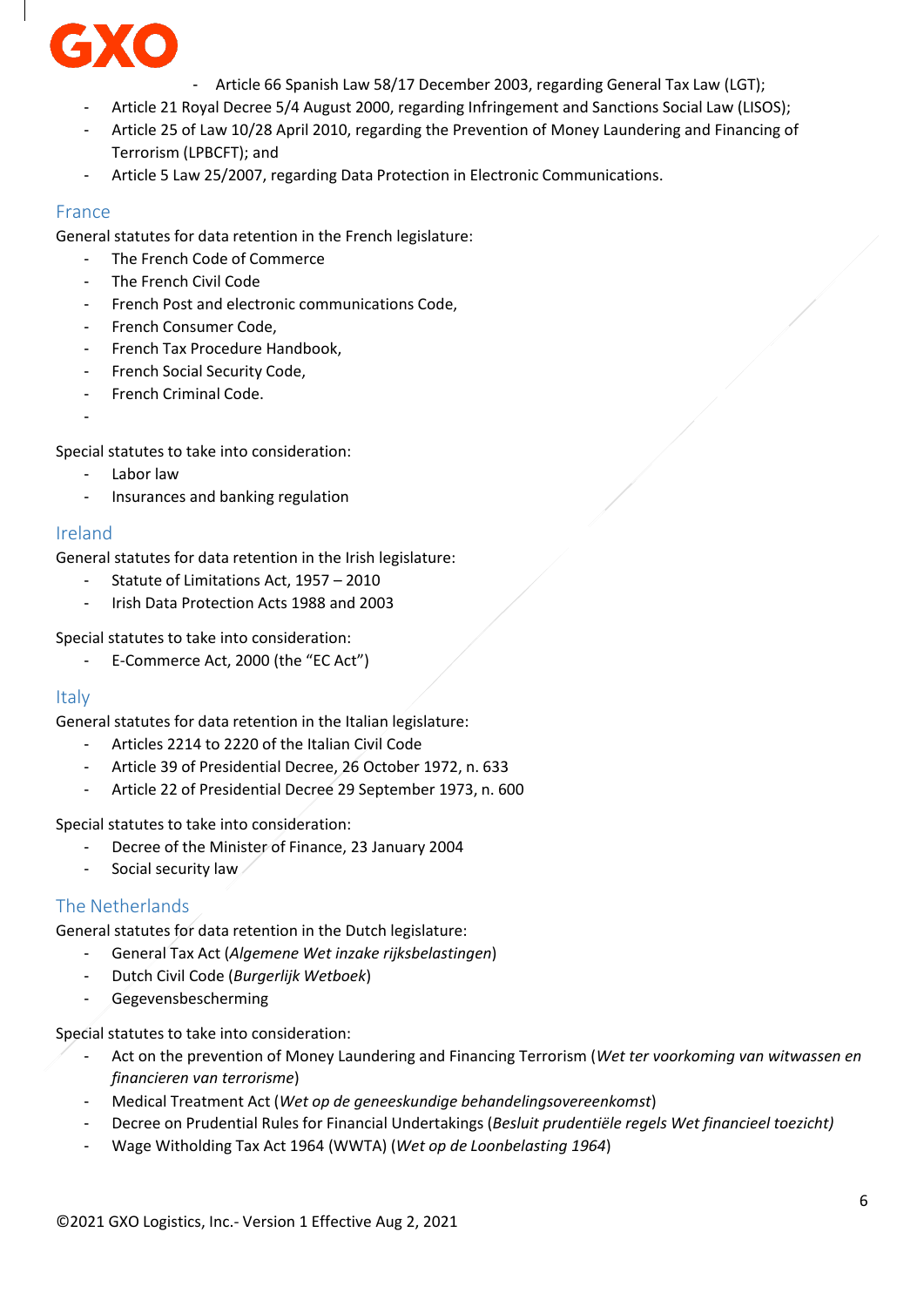- Article 66 Spanish Law 58/17 December 2003, regarding General Tax Law (LGT);
- Article 21 Royal Decree 5/4 August 2000, regarding Infringement and Sanctions Social Law (LISOS);
- Article 25 of Law 10/28 April 2010, regarding the Prevention of Money Laundering and Financing of Terrorism (LPBCFT); and
- Article 5 Law 25/2007, regarding Data Protection in Electronic Communications.

## France

General statutes for data retention in the French legislature:

- The French Code of Commerce
- The French Civil Code
- French Post and electronic communications Code,
- French Consumer Code,
- French Tax Procedure Handbook,
- French Social Security Code,
- French Criminal Code.

Special statutes to take into consideration:

- Labor law
- Insurances and banking regulation

## Ireland

General statutes for data retention in the Irish legislature:

- Statute of Limitations Act, 1957 – 2010
- Irish Data Protection Acts 1988 and 2003

Special statutes to take into consideration:

- E-Commerce Act, 2000 (the “EC Act”)

## Italy

General statutes for data retention in the Italian legislature:

- Articles 2214 to 2220 of the Italian Civil Code
- Article 39 of Presidential Decree, 26 October 1972, n. 633
- Article 22 of Presidential Decree 29 September 1973, n. 600

Special statutes to take into consideration:

- Decree of the Minister of Finance, 23 January 2004
- Social security law

## The Netherlands

General statutes for data retention in the Dutch legislature:

- General Tax Act (*Algemene Wet inzake rijksbelastingen*)
- Dutch Civil Code (*Burgerlijk Wetboek*)
- Gegevensbescherming

Special statutes to take into consideration:

- Act on the prevention of Money Laundering and Financing Terrorism (*Wet ter voorkoming van witwassen en financieren van terrorisme*)
- Medical Treatment Act (*Wet op de geneeskundige behandelingsovereenkomst*)
- Decree on Prudential Rules for Financial Undertakings (*Besluit prudentiële regels Wet financieel toezicht)*
- Wage Witholding Tax Act 1964 (WWTA) (*Wet op de Loonbelasting 1964*)

©2021 GXO Logistics, Inc.- Version 1 Effective Aug 2, 2021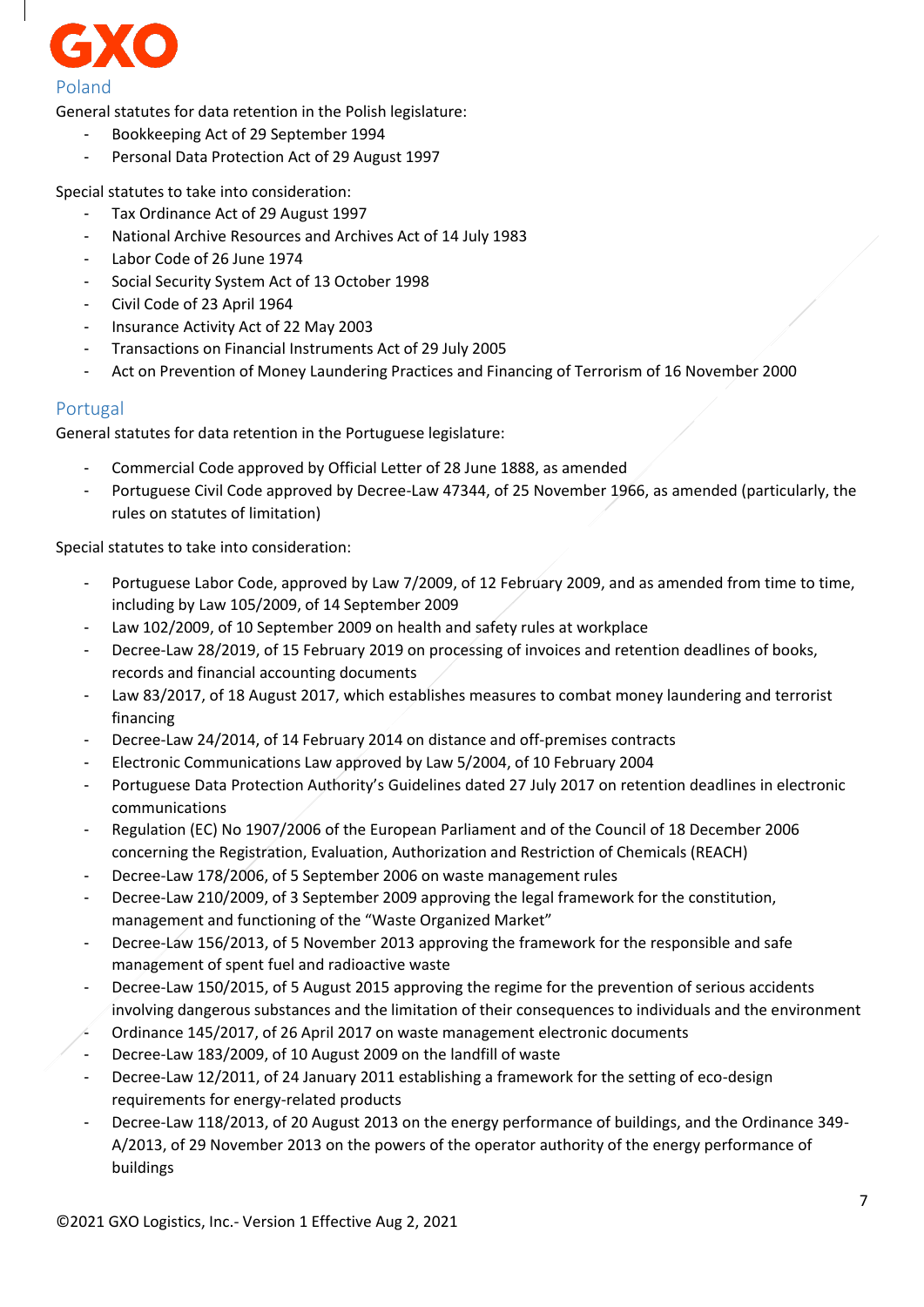## Poland

General statutes for data retention in the Polish legislature:

- Bookkeeping Act of 29 September 1994
- Personal Data Protection Act of 29 August 1997

Special statutes to take into consideration:

- Tax Ordinance Act of 29 August 1997
- National Archive Resources and Archives Act of 14 July 1983
- Labor Code of 26 June 1974
- Social Security System Act of 13 October 1998
- Civil Code of 23 April 1964
- Insurance Activity Act of 22 May 2003
- Transactions on Financial Instruments Act of 29 July 2005
- Act on Prevention of Money Laundering Practices and Financing of Terrorism of 16 November 2000

## Portugal

General statutes for data retention in the Portuguese legislature:

- Commercial Code approved by Official Letter of 28 June 1888, as amended
- Portuguese Civil Code approved by Decree-Law 47344, of 25 November 1966, as amended (particularly, the rules on statutes of limitation)

Special statutes to take into consideration:

- Portuguese Labor Code, approved by Law 7/2009, of 12 February 2009, and as amended from time to time, including by Law 105/2009, of 14 September 2009
- Law 102/2009, of 10 September 2009 on health and safety rules at workplace
- Decree-Law 28/2019, of 15 February 2019 on processing of invoices and retention deadlines of books, records and financial accounting documents
- Law 83/2017, of 18 August 2017, which establishes measures to combat money laundering and terrorist financing
- Decree-Law 24/2014, of 14 February 2014 on distance and off-premises contracts
- Electronic Communications Law approved by Law 5/2004, of 10 February 2004
- Portuguese Data Protection Authority's Guidelines dated 27 July 2017 on retention deadlines in electronic communications
- Regulation (EC) No 1907/2006 of the European Parliament and of the Council of 18 December 2006 concerning the Registration, Evaluation, Authorization and Restriction of Chemicals (REACH)
- Decree-Law 178/2006, of 5 September 2006 on waste management rules
- Decree-Law 210/2009, of 3 September 2009 approving the legal framework for the constitution, management and functioning of the "Waste Organized Market"
- Decree-Law 156/2013, of 5 November 2013 approving the framework for the responsible and safe management of spent fuel and radioactive waste
- Decree-Law 150/2015, of 5 August 2015 approving the regime for the prevention of serious accidents involving dangerous substances and the limitation of their consequences to individuals and the environment
- Ordinance 145/2017, of 26 April 2017 on waste management electronic documents
- Decree-Law 183/2009, of 10 August 2009 on the landfill of waste
- Decree-Law 12/2011, of 24 January 2011 establishing a framework for the setting of eco-design requirements for energy-related products
- Decree-Law 118/2013, of 20 August 2013 on the energy performance of buildings, and the Ordinance 349-A/2013, of 29 November 2013 on the powers of the operator authority of the energy performance of buildings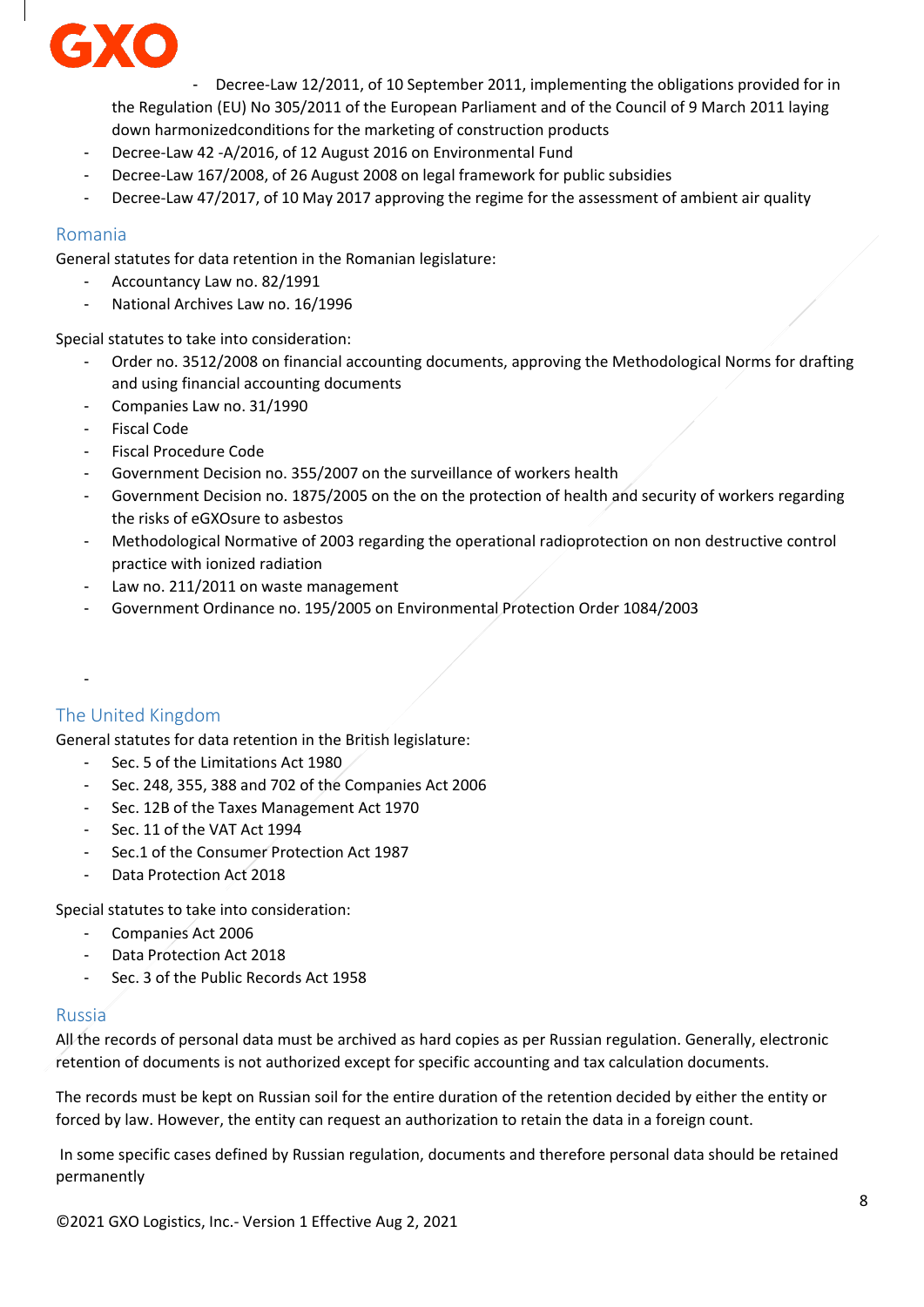- Decree-Law 12/2011, of 10 September 2011, implementing the obligations provided for in the Regulation (EU) No 305/2011 of the European Parliament and of the Council of 9 March 2011 laying down harmonizedconditions for the marketing of construction products
- Decree-Law 42 -A/2016, of 12 August 2016 on Environmental Fund
- Decree-Law 167/2008, of 26 August 2008 on legal framework for public subsidies
- Decree-Law 47/2017, of 10 May 2017 approving the regime for the assessment of ambient air quality

## Romania

General statutes for data retention in the Romanian legislature:

- Accountancy Law no. 82/1991
- National Archives Law no. 16/1996

Special statutes to take into consideration:

- Order no. 3512/2008 on financial accounting documents, approving the Methodological Norms for drafting and using financial accounting documents
- Companies Law no. 31/1990
- Fiscal Code
- Fiscal Procedure Code
- Government Decision no. 355/2007 on the surveillance of workers health
- Government Decision no. 1875/2005 on the on the protection of health and security of workers regarding the risks of eGXOsure to asbestos
- Methodological Normative of 2003 regarding the operational radioprotection on non destructive control practice with ionized radiation
- Law no. 211/2011 on waste management
- Government Ordinance no. 195/2005 on Environmental Protection Order 1084/2003

-

## The United Kingdom

General statutes for data retention in the British legislature:

- Sec. 5 of the Limitations Act 1980
- Sec. 248, 355, 388 and 702 of the Companies Act 2006
- Sec. 12B of the Taxes Management Act 1970
- Sec. 11 of the VAT Act 1994
- Sec.1 of the Consumer Protection Act 1987
- Data Protection Act 2018

Special statutes to take into consideration:

- Companies Act 2006
- Data Protection Act 2018
- Sec. 3 of the Public Records Act 1958

## Russia

All the records of personal data must be archived as hard copies as per Russian regulation. Generally, electronic retention of documents is not authorized except for specific accounting and tax calculation documents.

The records must be kept on Russian soil for the entire duration of the retention decided by either the entity or forced by law. However, the entity can request an authorization to retain the data in a foreign count.

In some specific cases defined by Russian regulation, documents and therefore personal data should be retained permanently

©2021 GXO Logistics, Inc.- Version 1 Effective Aug 2, 2021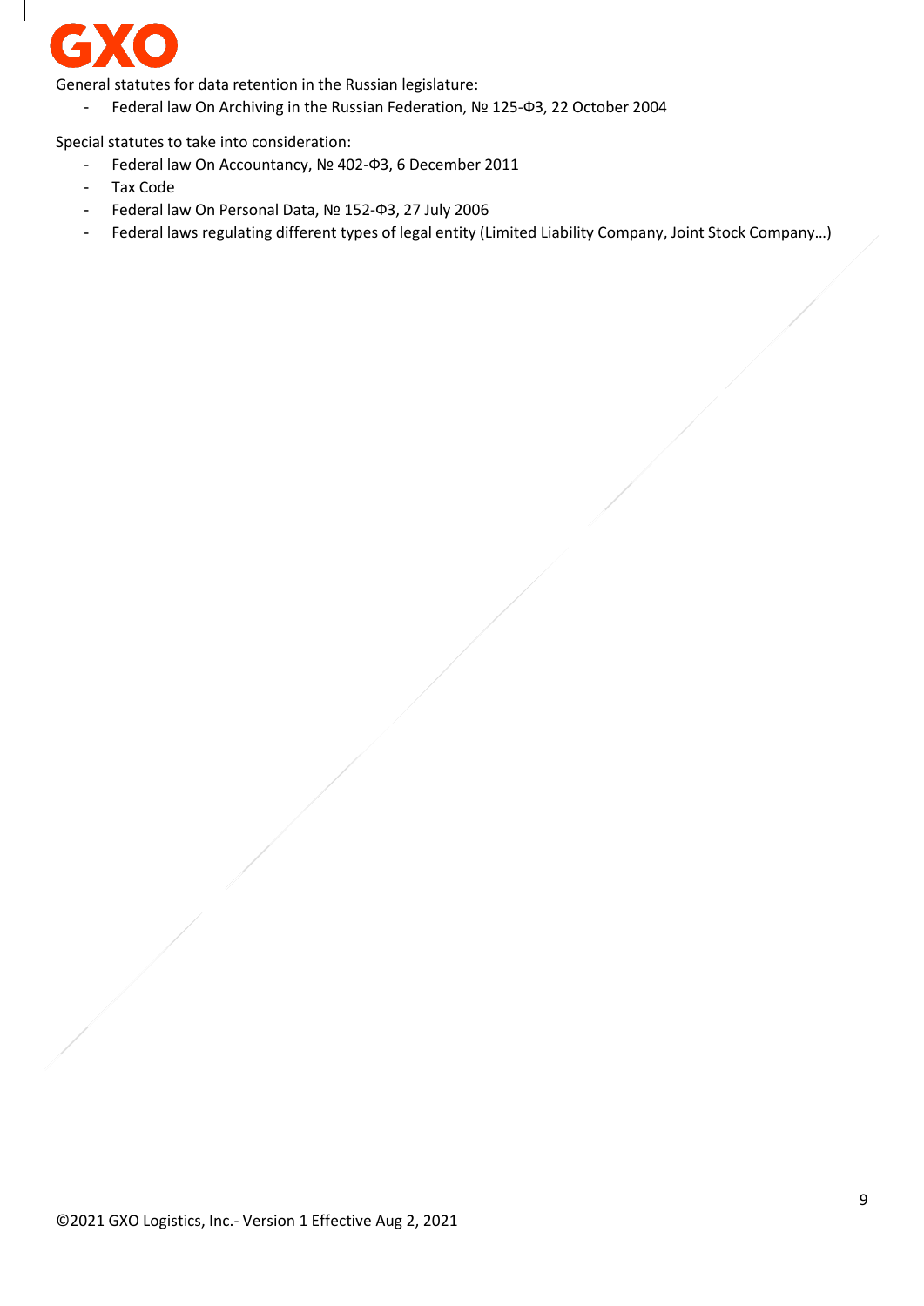General statutes for data retention in the Russian legislature:

- Federal law On Archiving in the Russian Federation, № 125-ФЗ, 22 October 2004

Special statutes to take into consideration:

- Federal law On Accountancy, № 402-ФЗ, 6 December 2011
- Tax Code
- Federal law On Personal Data, № 152-ФЗ, 27 July 2006
- Federal laws regulating different types of legal entity (Limited Liability Company, Joint Stock Company…)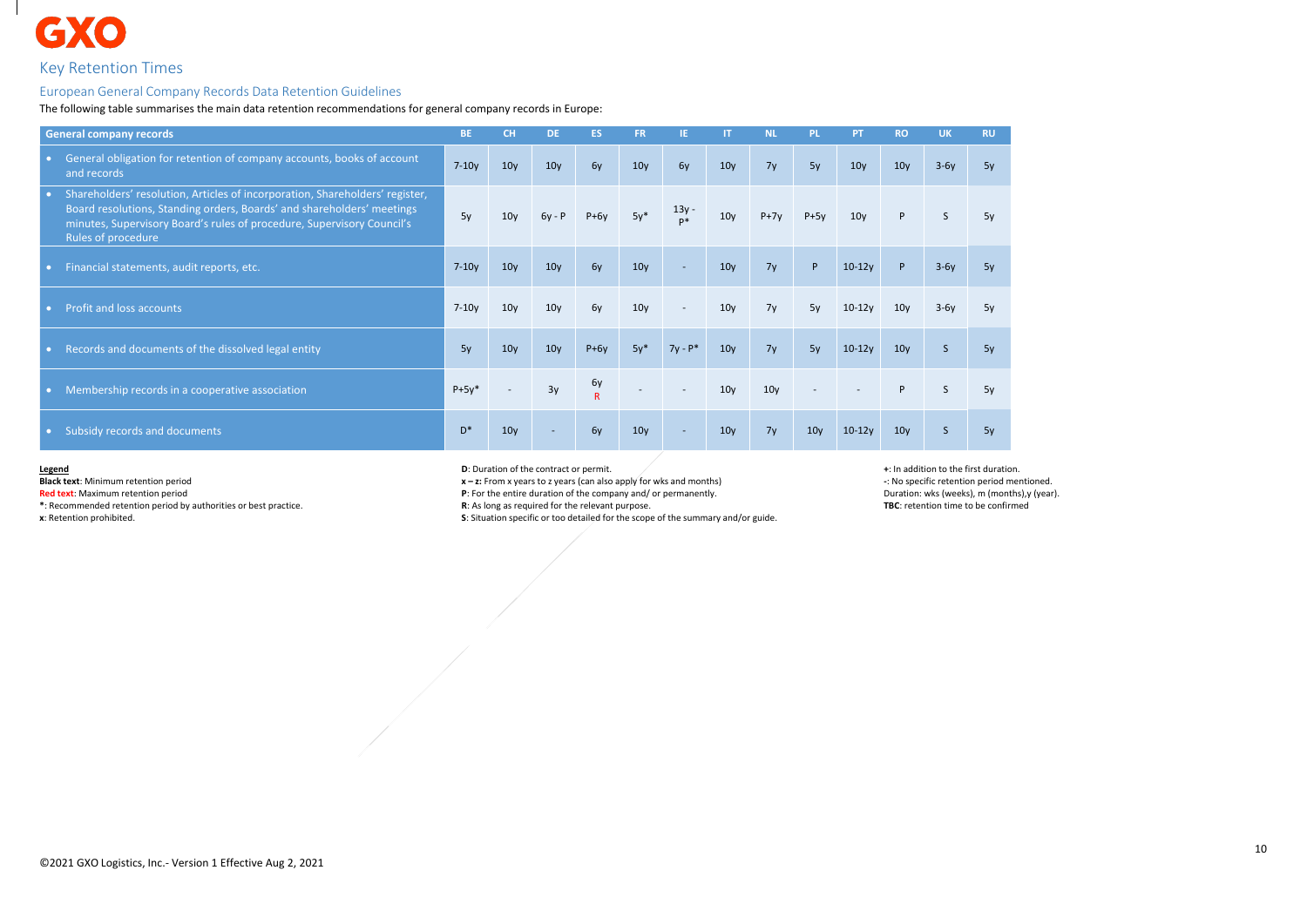# Key Retention Times

## European General Company Records Data Retention Guidelines

The following table summarises the main data retention recommendations for general company records in Europe:

| General company records | BE | CH | DE | ES | FR | IE | IT | NL | PL | PT | RO | UK | RU |
|---|---|---|---|---|---|---|---|---|---|---|---|---|---|
| • General obligation for retention of company accounts, books of account and records | 7-10y | 10y | 10y | 6y | 10y | 6y | 10y | 7y | 5y | 10y | 10y | 3-6y | 5y |
| • Shareholders' resolution, Articles of incorporation, Shareholders' register, Board resolutions, Standing orders, Boards' and shareholders' meetings minutes, Supervisory Board's rules of procedure, Supervisory Council's Rules of procedure | 5y | 10y | 6y - P | P+6y | 5y* | 13y - P* | 10y | P+7y | P+5y | 10y | P | S | 5y |
| • Financial statements, audit reports, etc. | 7-10y | 10y | 10y | 6y | 10y | - | 10y | 7y | P | 10-12y | P | 3-6y | 5y |
| • Profit and loss accounts | 7-10y | 10y | 10y | 6y | 10y | - | 10y | 7y | 5y | 10-12y | 10y | 3-6y | 5y |
| • Records and documents of the dissolved legal entity | 5y | 10y | 10y | P+6y | 5y* | 7y - P* | 10y | 7y | 5y | 10-12y | 10y | S | 5y |
| • Membership records in a cooperative association | P+5y* | - | 3y | 6y R | - | - | 10y | 10y | - | - | P | S | 5y |
| • Subsidy records and documents | D* | 10y | - | 6y | 10y | - | 10y | 7y | 10y | 10-12y | 10y | S | 5y |

**Legend**

**Black text**: Minimum retention period
**Red text**: Maximum retention period
**\***: Recommended retention period by authorities or best practice.
**x**: Retention prohibited.

**D**: Duration of the contract or permit.
**x – z:** From x years to z years (can also apply for wks and months)
**P**: For the entire duration of the company and/ or permanently.
**R**: As long as required for the relevant purpose.
**S**: Situation specific or too detailed for the scope of the summary and/or guide.

**+**: In addition to the first duration.
**-**: No specific retention period mentioned.
Duration: wks (weeks), m (months),y (year).
**TBC**: retention time to be confirmed

©2021 GXO Logistics, Inc.- Version 1 Effective Aug 2, 2021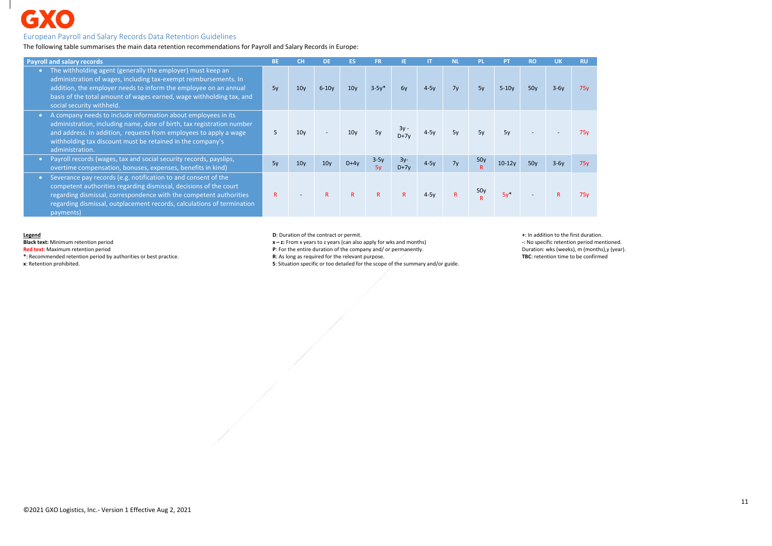## European Payroll and Salary Records Data Retention Guidelines

The following table summarises the main data retention recommendations for Payroll and Salary Records in Europe:

| Payroll and salary records | BE | CH | DE | ES | FR | IE | IT | NL | PL | PT | RO | UK | RU |
|---|---|---|---|---|---|---|---|---|---|---|---|---|---|
| • The withholding agent (generally the employer) must keep an administration of wages, including tax-exempt reimbursements. In addition, the employer needs to inform the employee on an annual basis of the total amount of wages earned, wage withholding tax, and social security withheld. | 5y | 10y | 6-10y | 10y | 3-5y* | 6y | 4-5y | 7y | 5y | 5-10y | 50y | 3-6y | 75y |
| • A company needs to include information about employees in its administration, including name, date of birth, tax registration number and address. In addition, requests from employees to apply a wage withholding tax discount must be retained in the company's administration. | S | 10y | - | 10y | 5y | 3y - D+7y | 4-5y | 5y | 5y | 5y | - | - | 75y |
| • Payroll records (wages, tax and social security records, payslips, overtime compensation, bonuses, expenses, benefits in kind) | 5y | 10y | 10y | D+4y | 3-5y 5y | 3y- D+7y | 4-5y | 7y | 50y R | 10-12y | 50y | 3-6y | 75y |
| • Severance pay records (e.g. notification to and consent of the competent authorities regarding dismissal, decisions of the court regarding dismissal, correspondence with the competent authorities regarding dismissal, outplacement records, calculations of termination payments) | R | - | R | R | R | R | 4-5y | R | 50y R | 5y* | - | R | 75y |

**Legend**

**Black text:** Minimum retention period
**Red text:** Maximum retention period
**\***: Recommended retention period by authorities or best practice.
**x**: Retention prohibited.

**D**: Duration of the contract or permit.
**x – z:** From x years to z years (can also apply for wks and months)
**P**: For the entire duration of the company and/ or permanently.
**R**: As long as required for the relevant purpose.
**S**: Situation specific or too detailed for the scope of the summary and/or guide.

**+**: In addition to the first duration.
**-**: No specific retention period mentioned.
Duration: wks (weeks), m (months),y (year).
**TBC**: retention time to be confirmed

©2021 GXO Logistics, Inc.- Version 1 Effective Aug 2, 2021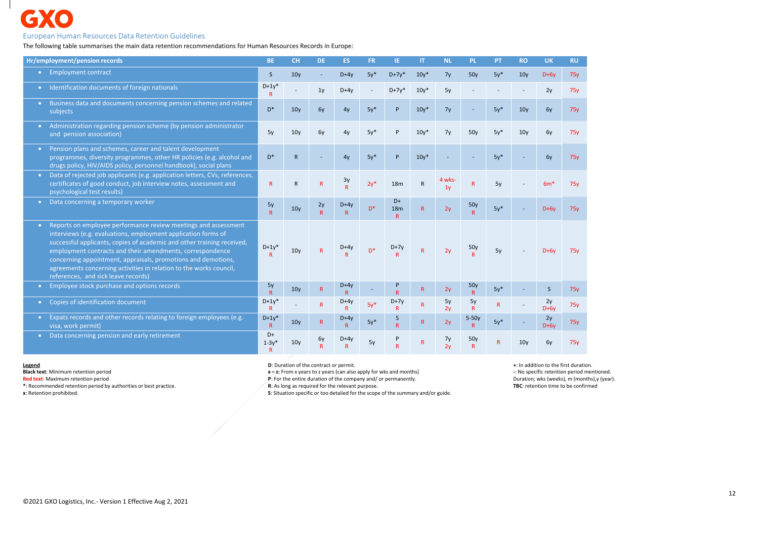GXO

## European Human Resources Data Retention Guidelines

The following table summarises the main data retention recommendations for Human Resources Records in Europe:

| Hr/employment/pension records | BE | CH | DE | ES | FR | IE | IT | NL | PL | PT | RO | UK | RU |
|---|---|---|---|---|---|---|---|---|---|---|---|---|---|
| Employment contract | S | 10y | - | D+4y | 5y* | D+7y* | 10y* | 7y | 50y | 5y* | 10y | D+6y | 75y |
| Identification documents of foreign nationals | D+1y* R | - | 1y | D+4y | - | D+7y* | 10y* | 5y | - | - | - | 2y | 75y |
| Business data and documents concerning pension schemes and related subjects | D* | 10y | 6y | 4y | 5y* | P | 10y* | 7y | - | 5y* | 10y | 6y | 75y |
| Administration regarding pension scheme (by pension administrator and pension association) | 5y | 10y | 6y | 4y | 5y* | P | 10y* | 7y | 50y | 5y* | 10y | 6y | 75y |
| Pension plans and schemes, career and talent development programmes, diversity programmes, other HR policies (e.g. alcohol and drugs policy, HIV/AIDS policy, personnel handbook), social plans | D* | R | - | 4y | 5y* | P | 10y* | - | - | 5y* | - | 6y | 75y |
| Data of rejected job applicants (e.g. application letters, CVs, references, certificates of good conduct, job interview notes, assessment and psychological test results) | R | R | R | 3y R | 2y* | 18m | R | 4 wks-1y | R | 5y | - | 6m* | 75y |
| Data concerning a temporary worker | 5y R | 10y | 2y R | D+4y R | D* | D+ 18m R | R | 2y | 50y R | 5y* | - | D+6y | 75y |
| Reports on employee performance review meetings and assessment interviews (e.g. evaluations, employment application forms of successful applicants, copies of academic and other training received, employment contracts and their amendments, correspondence concerning appointment, appraisals, promotions and demotions, agreements concerning activities in relation to the works council, references, and sick leave records) | D+1y* R | 10y | R | D+4y R | D* | D+7y R | R | 2y | 50y R | 5y | - | D+6y | 75y |
| Employee stock purchase and options records | 5y R | 10y | R | D+4y R | - | P R | R | 2y | 50y R | 5y* | - | S | 75y |
| Copies of identification document | D+1y* R | - | R | D+4y R | 5y* | D+7y R | R | 5y 2y | 5y R | R | - | 2y D+6y | 75y |
| Expats records and other records relating to foreign employees (e.g. visa, work permit) | D+1y* R | 10y | R | D+4y R | 5y* | S R | R | 2y | 5-50y R | 5y* | - | 2y D+6y | 75y |
| Data concerning pension and early retirement | D+ 1-3y* R | 10y | 6y R | D+4y R | 5y | P R | R | 7y 2y | 50y R | R | 10y | 6y | 75y |

**Legend**

**Black text**: Minimum retention period
**Red text**: Maximum retention period
**\***: Recommended retention period by authorities or best practice.
**x**: Retention prohibited.

**D**: Duration of the contract or permit.
**x – z:** From x years to z years (can also apply for wks and months)
**P**: For the entire duration of the company and/ or permanently.
**R**: As long as required for the relevant purpose.
**S**: Situation specific or too detailed for the scope of the summary and/or guide.

**+**: In addition to the first duration.
**-**: No specific retention period mentioned.
Duration; wks (weeks), m (months),y (year).
**TBC**: retention time to be confirmed

©2021 GXO Logistics, Inc.- Version 1 Effective Aug 2, 2021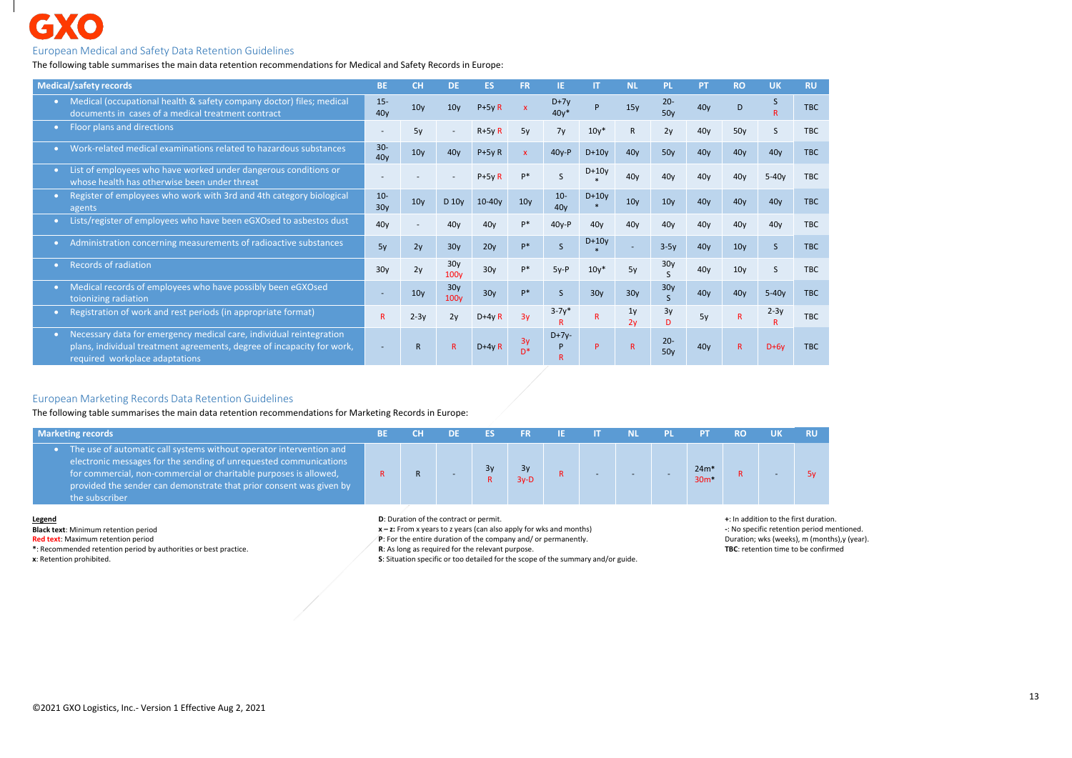## European Medical and Safety Data Retention Guidelines

The following table summarises the main data retention recommendations for Medical and Safety Records in Europe:

| Medical/safety records | BE | CH | DE | ES | FR | IE | IT | NL | PL | PT | RO | UK | RU |
|---|---|---|---|---|---|---|---|---|---|---|---|---|---|
| • Medical (occupational health & safety company doctor) files; medical documents in cases of a medical treatment contract | 15-40y | 10y | 10y | P+5y R | x | D+7y 40y* | P | 15y | 20-50y | 40y | D | S R | TBC |
| • Floor plans and directions | - | 5y | - | R+5y R | 5y | 7y | 10y* | R | 2y | 40y | 50y | S | TBC |
| • Work-related medical examinations related to hazardous substances | 30-40y | 10y | 40y | P+5y R | x | 40y-P | D+10y | 40y | 50y | 40y | 40y | 40y | TBC |
| • List of employees who have worked under dangerous conditions or whose health has otherwise been under threat | - | - | - | P+5y R | P* | S | D+10y * | 40y | 40y | 40y | 40y | 5-40y | TBC |
| • Register of employees who work with 3rd and 4th category biological agents | 10-30y | 10y | D 10y | 10-40y | 10y | 10-40y | D+10y * | 10y | 10y | 40y | 40y | 40y | TBC |
| • Lists/register of employees who have been eGXOsed to asbestos dust | 40y | - | 40y | 40y | P* | 40y-P | 40y | 40y | 40y | 40y | 40y | 40y | TBC |
| • Administration concerning measurements of radioactive substances | 5y | 2y | 30y | 20y | P* | S | D+10y * | - | 3-5y | 40y | 10y | S | TBC |
| • Records of radiation | 30y | 2y | 30y 100y | 30y | P* | 5y-P | 10y* | 5y | 30y S | 40y | 10y | S | TBC |
| • Medical records of employees who have possibly been eGXOsed toionizing radiation | - | 10y | 30y 100y | 30y | P* | S | 30y | 30y | 30y S | 40y | 40y | 5-40y | TBC |
| • Registration of work and rest periods (in appropriate format) | R | 2-3y | 2y | D+4y R | 3y | 3-7y* R | R | 1y 2y | 3y D | 5y | R | 2-3y R | TBC |
| • Necessary data for emergency medical care, individual reintegration plans, individual treatment agreements, degree of incapacity for work, required workplace adaptations | - | R | R | D+4y R | 3y D* | D+7y-P R | P | R | 20-50y | 40y | R | D+6y | TBC |

## European Marketing Records Data Retention Guidelines

The following table summarises the main data retention recommendations for Marketing Records in Europe:

| Marketing records | BE | CH | DE | ES | FR | IE | IT | NL | PL | PT | RO | UK | RU |
|---|---|---|---|---|---|---|---|---|---|---|---|---|---|
| • The use of automatic call systems without operator intervention and electronic messages for the sending of unrequested communications for commercial, non-commercial or charitable purposes is allowed, provided the sender can demonstrate that prior consent was given by the subscriber | R | R | - | 3y R | 3y 3y-D | R | - | - | - | 24m* 30m* | R | - | 5y |

**Legend**

**Black text**: Minimum retention period
**Red text**: Maximum retention period
**\***: Recommended retention period by authorities or best practice.
**x**: Retention prohibited.

**D**: Duration of the contract or permit.
**x – z**: From x years to z years (can also apply for wks and months)
**P**: For the entire duration of the company and/ or permanently.
**R**: As long as required for the relevant purpose.
**S**: Situation specific or too detailed for the scope of the summary and/or guide.

**+**: In addition to the first duration.
**-**: No specific retention period mentioned.
Duration; wks (weeks), m (months),y (year).
**TBC**: retention time to be confirmed

©2021 GXO Logistics, Inc.- Version 1 Effective Aug 2, 2021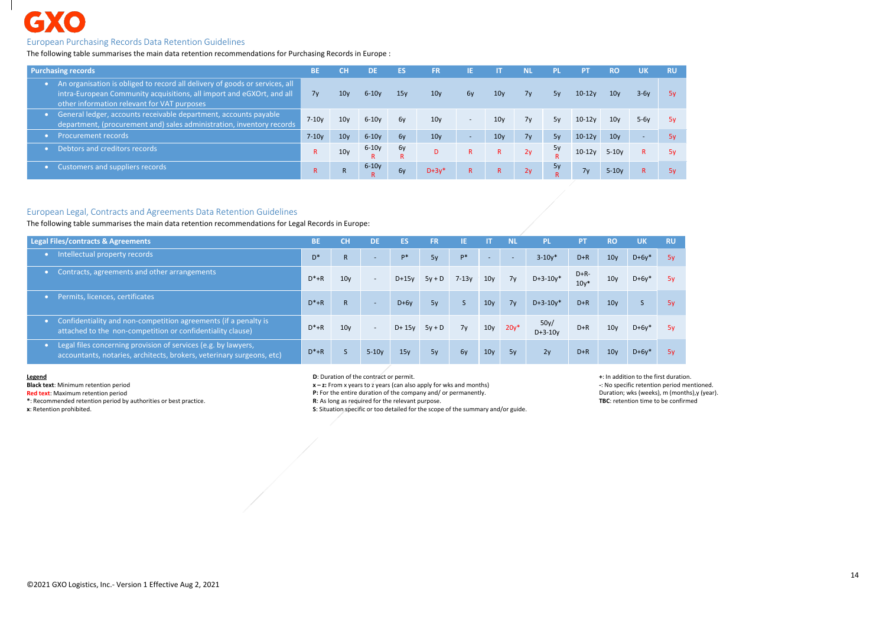## European Purchasing Records Data Retention Guidelines

The following table summarises the main data retention recommendations for Purchasing Records in Europe :

| Purchasing records | BE | CH | DE | ES | FR | IE | IT | NL | PL | PT | RO | UK | RU |
|---|---|---|---|---|---|---|---|---|---|---|---|---|---|
| An organisation is obliged to record all delivery of goods or services, all intra-European Community acquisitions, all import and eGXOrt, and all other information relevant for VAT purposes | 7y | 10y | 6-10y | 15y | 10y | 6y | 10y | 7y | 5y | 10-12y | 10y | 3-6y | 5y |
| General ledger, accounts receivable department, accounts payable department, (procurement and) sales administration, inventory records | 7-10y | 10y | 6-10y | 6y | 10y | - | 10y | 7y | 5y | 10-12y | 10y | 5-6y | 5y |
| Procurement records | 7-10y | 10y | 6-10y | 6y | 10y | - | 10y | 7y | 5y | 10-12y | 10y | - | 5y |
| Debtors and creditors records | R | 10y | 6-10y R | 6y R | D | R | R | 2y | 5y R | 10-12y | 5-10y | R | 5y |
| Customers and suppliers records | R | R | 6-10y R | 6y | D+3y* | R | R | 2y | 5y R | 7y | 5-10y | R | 5y |

## European Legal, Contracts and Agreements Data Retention Guidelines

The following table summarises the main data retention recommendations for Legal Records in Europe:

| Legal Files/contracts & Agreements | BE | CH | DE | ES | FR | IE | IT | NL | PL | PT | RO | UK | RU |
|---|---|---|---|---|---|---|---|---|---|---|---|---|---|
| Intellectual property records | D* | R | - | P* | 5y | P* | - | - | 3-10y* | D+R | 10y | D+6y* | 5y |
| Contracts, agreements and other arrangements | D*+R | 10y | - | D+15y | 5y + D | 7-13y | 10y | 7y | D+3-10y* | D+R-10y* | 10y | D+6y* | 5y |
| Permits, licences, certificates | D*+R | R | - | D+6y | 5y | S | 10y | 7y | D+3-10y* | D+R | 10y | S | 5y |
| Confidentiality and non-competition agreements (if a penalty is attached to the non-competition or confidentiality clause) | D*+R | 10y | - | D+ 15y | 5y + D | 7y | 10y | 20y* | 50y/ D+3-10y | D+R | 10y | D+6y* | 5y |
| Legal files concerning provision of services (e.g. by lawyers, accountants, notaries, architects, brokers, veterinary surgeons, etc) | D*+R | S | 5-10y | 15y | 5y | 6y | 10y | 5y | 2y | D+R | 10y | D+6y* | 5y |

**Legend**

**Black text**: Minimum retention period
Red text: Maximum retention period
**\***: Recommended retention period by authorities or best practice.
**x**: Retention prohibited.

**D**: Duration of the contract or permit.
**x – z:** From x years to z years (can also apply for wks and months)
**P:** For the entire duration of the company and/ or permanently.
**R**: As long as required for the relevant purpose.
**S**: Situation specific or too detailed for the scope of the summary and/or guide.

**+**: In addition to the first duration.
**-**: No specific retention period mentioned.
Duration; wks (weeks), m (months),y (year).
**TBC**: retention time to be confirmed

©2021 GXO Logistics, Inc.- Version 1 Effective Aug 2, 2021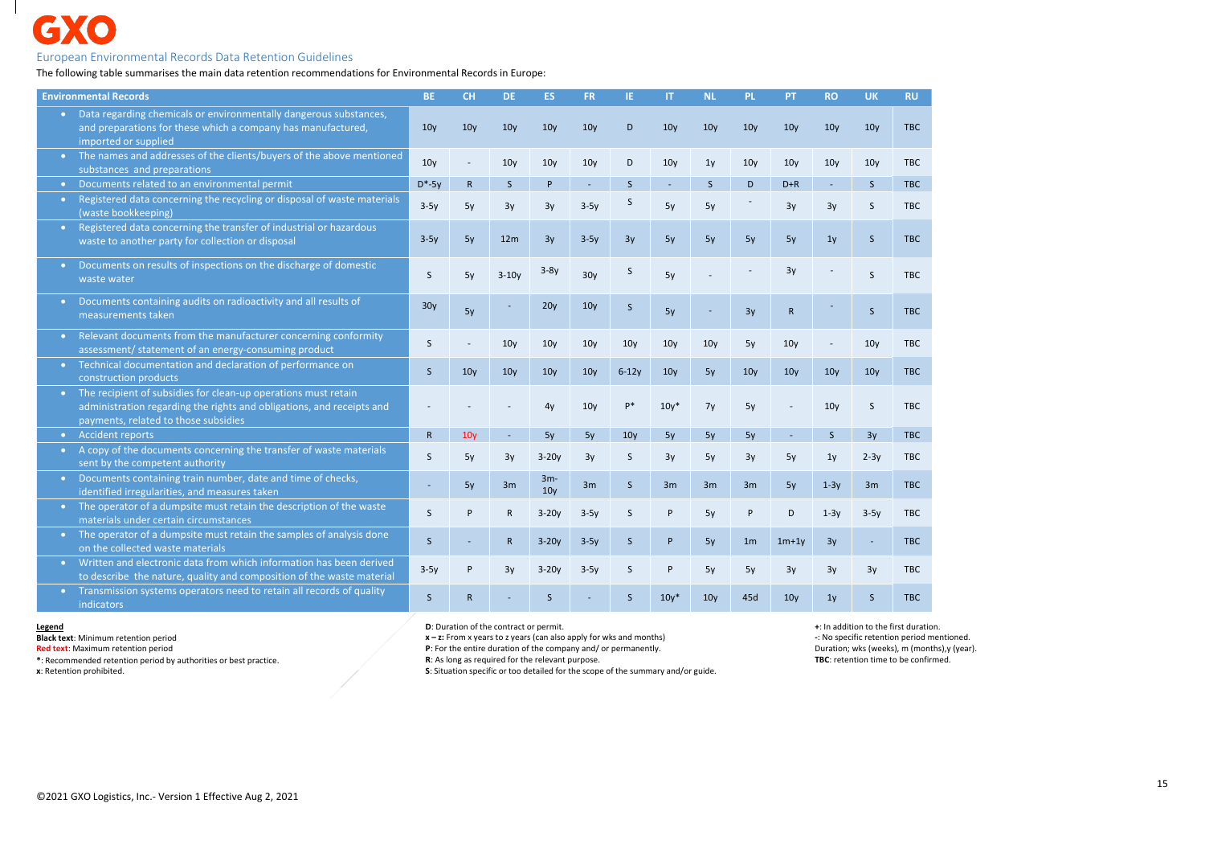GXO

## European Environmental Records Data Retention Guidelines

The following table summarises the main data retention recommendations for Environmental Records in Europe:

| Environmental Records | BE | CH | DE | ES | FR | IE | IT | NL | PL | PT | RO | UK | RU |
|---|---|---|---|---|---|---|---|---|---|---|---|---|---|
| Data regarding chemicals or environmentally dangerous substances, and preparations for these which a company has manufactured, imported or supplied | 10y | 10y | 10y | 10y | 10y | D | 10y | 10y | 10y | 10y | 10y | 10y | TBC |
| The names and addresses of the clients/buyers of the above mentioned substances and preparations | 10y | - | 10y | 10y | 10y | D | 10y | 1y | 10y | 10y | 10y | 10y | TBC |
| Documents related to an environmental permit | D*-5y | R | S | P | - | S | - | S | D | D+R | - | S | TBC |
| Registered data concerning the recycling or disposal of waste materials (waste bookkeeping) | 3-5y | 5y | 3y | 3y | 3-5y | S | 5y | 5y | - | 3y | 3y | S | TBC |
| Registered data concerning the transfer of industrial or hazardous waste to another party for collection or disposal | 3-5y | 5y | 12m | 3y | 3-5y | 3y | 5y | 5y | 5y | 5y | 1y | S | TBC |
| Documents on results of inspections on the discharge of domestic waste water | S | 5y | 3-10y | 3-8y | 30y | S | 5y | - | - | 3y | - | S | TBC |
| Documents containing audits on radioactivity and all results of measurements taken | 30y | 5y | - | 20y | 10y | S | 5y | - | 3y | R | - | S | TBC |
| Relevant documents from the manufacturer concerning conformity assessment/ statement of an energy-consuming product | S | - | 10y | 10y | 10y | 10y | 10y | 10y | 5y | 10y | - | 10y | TBC |
| Technical documentation and declaration of performance on construction products | S | 10y | 10y | 10y | 10y | 6-12y | 10y | 5y | 10y | 10y | 10y | 10y | TBC |
| The recipient of subsidies for clean-up operations must retain administration regarding the rights and obligations, and receipts and payments, related to those subsidies | - | - | - | 4y | 10y | P* | 10y* | 7y | 5y | - | 10y | S | TBC |
| Accident reports | R | 10y | - | 5y | 5y | 10y | 5y | 5y | 5y | - | S | 3y | TBC |
| A copy of the documents concerning the transfer of waste materials sent by the competent authority | S | 5y | 3y | 3-20y | 3y | S | 3y | 5y | 3y | 5y | 1y | 2-3y | TBC |
| Documents containing train number, date and time of checks, identified irregularities, and measures taken | - | 5y | 3m | 3m-10y | 3m | S | 3m | 3m | 3m | 5y | 1-3y | 3m | TBC |
| The operator of a dumpsite must retain the description of the waste materials under certain circumstances | S | P | R | 3-20y | 3-5y | S | P | 5y | P | D | 1-3y | 3-5y | TBC |
| The operator of a dumpsite must retain the samples of analysis done on the collected waste materials | S | - | R | 3-20y | 3-5y | S | P | 5y | 1m | 1m+1y | 3y | - | TBC |
| Written and electronic data from which information has been derived to describe the nature, quality and composition of the waste material | 3-5y | P | 3y | 3-20y | 3-5y | S | P | 5y | 5y | 3y | 3y | 3y | TBC |
| Transmission systems operators need to retain all records of quality indicators | S | R | - | S | - | S | 10y* | 10y | 45d | 10y | 1y | S | TBC |

**Legend**

**Black text**: Minimum retention period
**Red text**: Maximum retention period
**\***: Recommended retention period by authorities or best practice.
**x**: Retention prohibited.

**D**: Duration of the contract or permit.
**x – z**: From x years to z years (can also apply for wks and months)
**P**: For the entire duration of the company and/ or permanently.
**R**: As long as required for the relevant purpose.
**S**: Situation specific or too detailed for the scope of the summary and/or guide.

**+**: In addition to the first duration.
**-**: No specific retention period mentioned.
Duration; wks (weeks), m (months),y (year).
**TBC**: retention time to be confirmed.

©2021 GXO Logistics, Inc.- Version 1 Effective Aug 2, 2021